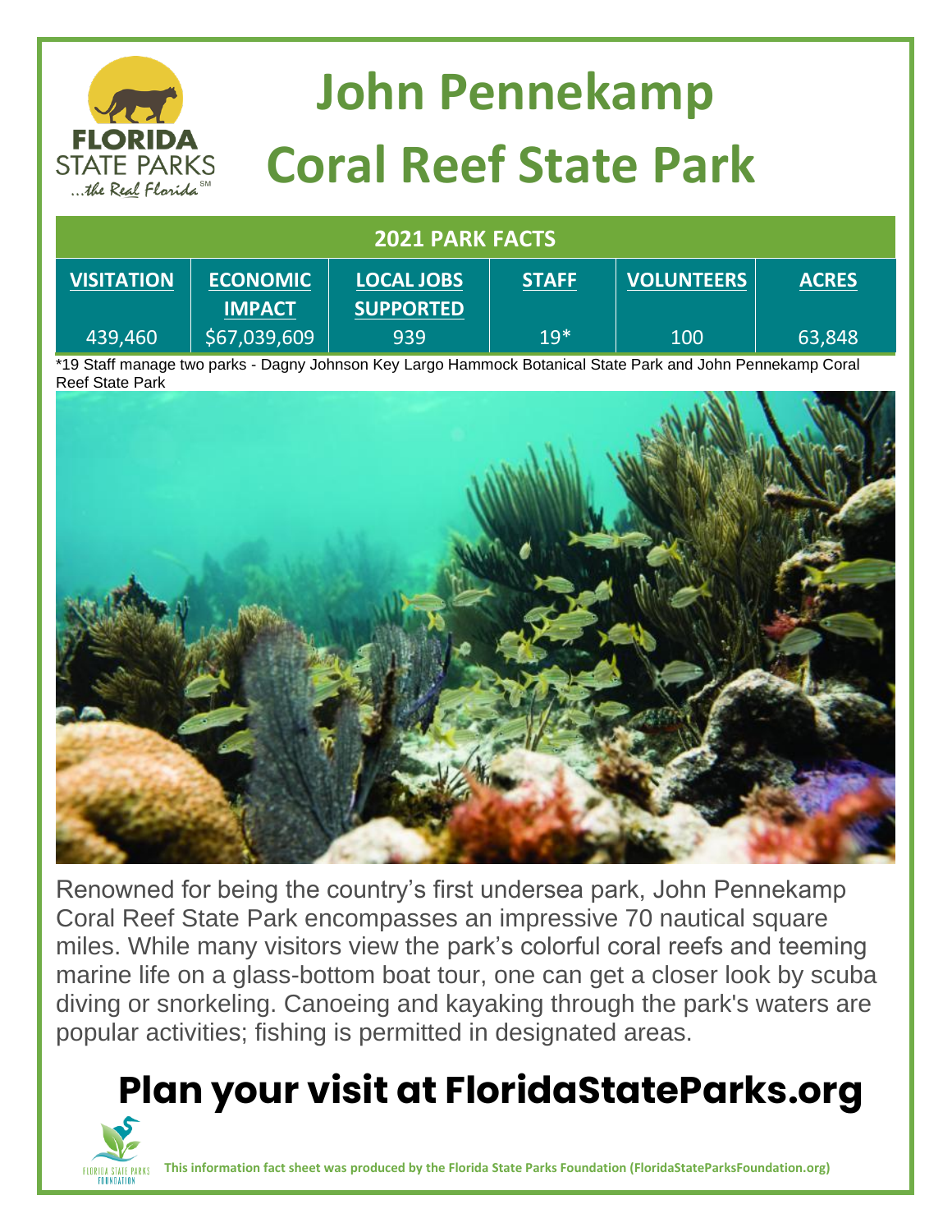# John Pennekamp Coral Reef State Park

## 2021 PARK FACTS

| VISITATION | ECONOMIC IMPACT | LOCAL JOBS SUPPORTED | STAFF | VOLUNTEERS | ACRES |
|---|---|---|---|---|---|
| 439,460 | $67,039,609 | 939 | 19* | 100 | 63,848 |

*19 Staff manage two parks - Dagny Johnson Key Largo Hammock Botanical State Park and John Pennekamp Coral Reef State Park

Renowned for being the country's first undersea park, John Pennekamp Coral Reef State Park encompasses an impressive 70 nautical square miles. While many visitors view the park's colorful coral reefs and teeming marine life on a glass-bottom boat tour, one can get a closer look by scuba diving or snorkeling. Canoeing and kayaking through the park's waters are popular activities; fishing is permitted in designated areas.

## Plan your visit at FloridaStateParks.org

**This information fact sheet was produced by the Florida State Parks Foundation (FloridaStateParksFoundation.org)**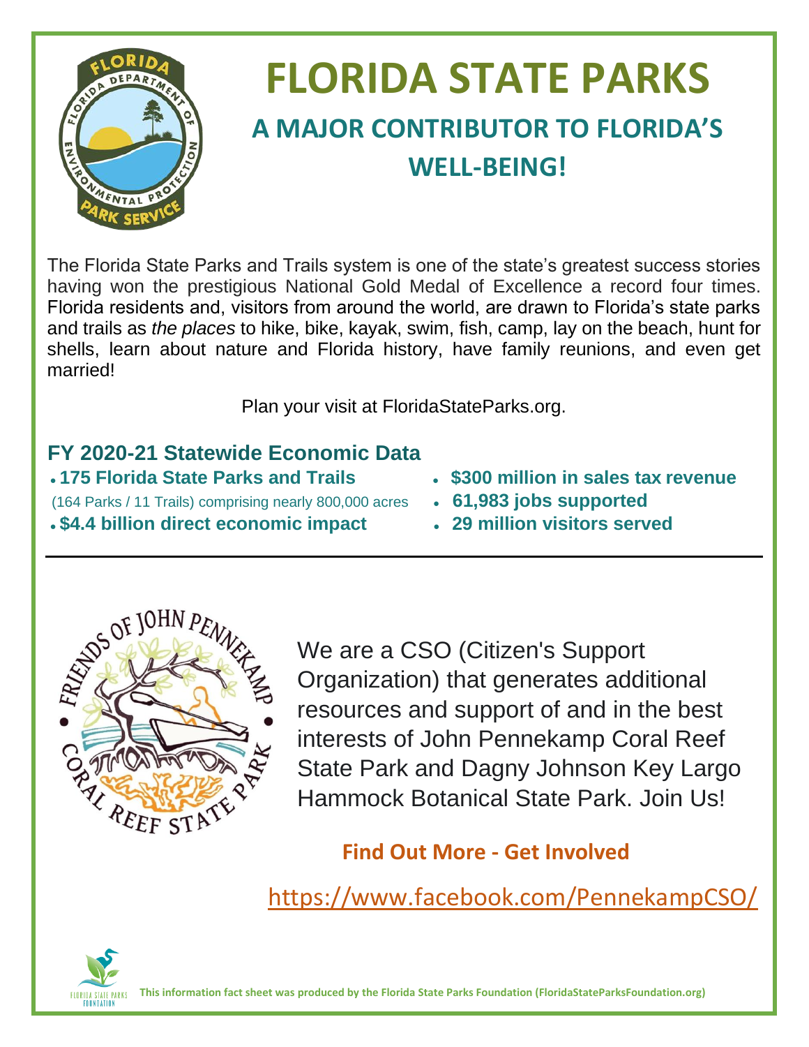# FLORIDA STATE PARKS

## A MAJOR CONTRIBUTOR TO FLORIDA'S WELL-BEING!

The Florida State Parks and Trails system is one of the state's greatest success stories having won the prestigious National Gold Medal of Excellence a record four times. Florida residents and, visitors from around the world, are drawn to Florida's state parks and trails as *the places* to hike, bike, kayak, swim, fish, camp, lay on the beach, hunt for shells, learn about nature and Florida history, have family reunions, and even get married!

Plan your visit at FloridaStateParks.org.

### FY 2020-21 Statewide Economic Data

- **175 Florida State Parks and Trails**
  (164 Parks / 11 Trails) comprising nearly 800,000 acres
- **$4.4 billion direct economic impact**
- **$300 million in sales tax revenue**
- **61,983 jobs supported**
- **29 million visitors served**

---

We are a CSO (Citizen's Support Organization) that generates additional resources and support of and in the best interests of John Pennekamp Coral Reef State Park and Dagny Johnson Key Largo Hammock Botanical State Park. Join Us!

**Find Out More - Get Involved**

https://www.facebook.com/PennekampCSO/

**This information fact sheet was produced by the Florida State Parks Foundation (FloridaStateParksFoundation.org)**